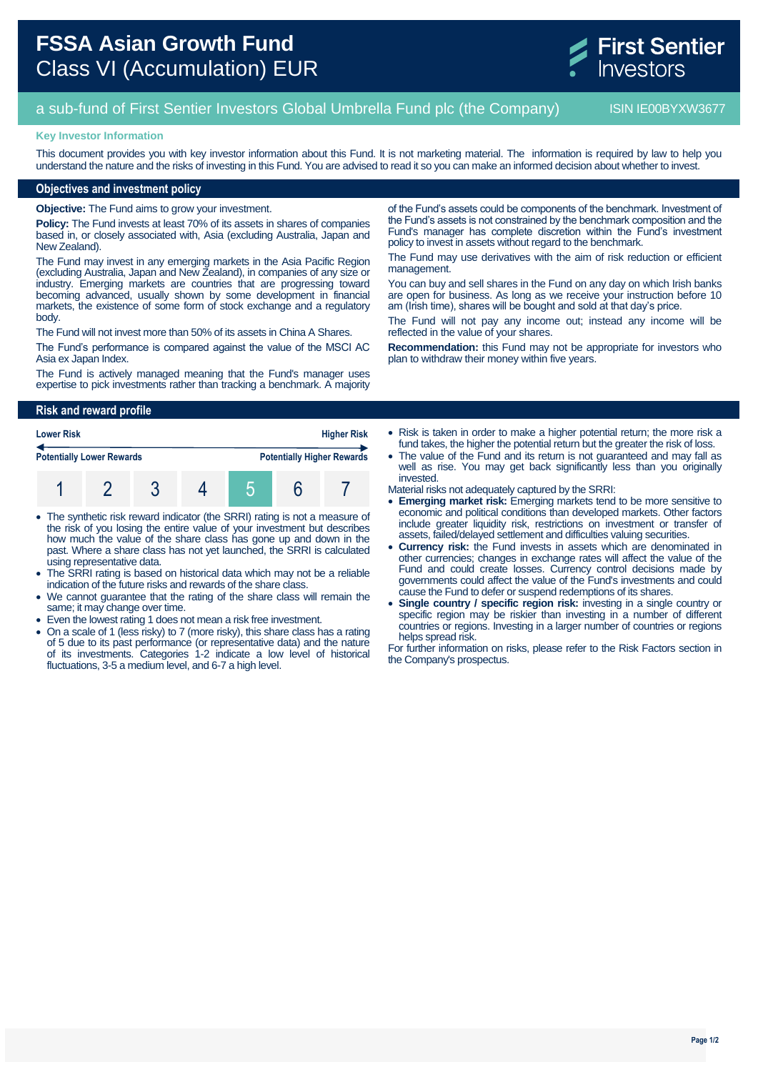# FSSA Asian Growth Fund
## Class VI (Accumulation) EUR

First Sentier Investors

a sub-fund of First Sentier Investors Global Umbrella Fund plc (the Company) ISIN IE00BYXW3677

**Key Investor Information**

This document provides you with key investor information about this Fund. It is not marketing material. The information is required by law to help you understand the nature and the risks of investing in this Fund. You are advised to read it so you can make an informed decision about whether to invest.

## Objectives and investment policy

**Objective:** The Fund aims to grow your investment.

**Policy:** The Fund invests at least 70% of its assets in shares of companies based in, or closely associated with, Asia (excluding Australia, Japan and New Zealand).

The Fund may invest in any emerging markets in the Asia Pacific Region (excluding Australia, Japan and New Zealand), in companies of any size or industry. Emerging markets are countries that are progressing toward becoming advanced, usually shown by some development in financial markets, the existence of some form of stock exchange and a regulatory body.

The Fund will not invest more than 50% of its assets in China A Shares.

The Fund's performance is compared against the value of the MSCI AC Asia ex Japan Index.

The Fund is actively managed meaning that the Fund's manager uses expertise to pick investments rather than tracking a benchmark. A majority of the Fund's assets could be components of the benchmark. Investment of the Fund's assets is not constrained by the benchmark composition and the Fund's manager has complete discretion within the Fund's investment policy to invest in assets without regard to the benchmark.

The Fund may use derivatives with the aim of risk reduction or efficient management.

You can buy and sell shares in the Fund on any day on which Irish banks are open for business. As long as we receive your instruction before 10 am (Irish time), shares will be bought and sold at that day's price.

The Fund will not pay any income out; instead any income will be reflected in the value of your shares.

**Recommendation:** this Fund may not be appropriate for investors who plan to withdraw their money within five years.

## Risk and reward profile

| Lower Risk | | | | | | Higher Risk |
|---|---|---|---|---|---|---|
| Potentially Lower Rewards | | | | | | Potentially Higher Rewards |
| 1 | 2 | 3 | 4 | **5** | 6 | 7 |

- The synthetic risk reward indicator (the SRRI) rating is not a measure of the risk of you losing the entire value of your investment but describes how much the value of the share class has gone up and down in the past. Where a share class has not yet launched, the SRRI is calculated using representative data.
- The SRRI rating is based on historical data which may not be a reliable indication of the future risks and rewards of the share class.
- We cannot guarantee that the rating of the share class will remain the same; it may change over time.
- Even the lowest rating 1 does not mean a risk free investment.
- On a scale of 1 (less risky) to 7 (more risky), this share class has a rating of 5 due to its past performance (or representative data) and the nature of its investments. Categories 1-2 indicate a low level of historical fluctuations, 3-5 a medium level, and 6-7 a high level.
- Risk is taken in order to make a higher potential return; the more risk a fund takes, the higher the potential return but the greater the risk of loss.
- The value of the Fund and its return is not guaranteed and may fall as well as rise. You may get back significantly less than you originally invested.

Material risks not adequately captured by the SRRI:

- **Emerging market risk:** Emerging markets tend to be more sensitive to economic and political conditions than developed markets. Other factors include greater liquidity risk, restrictions on investment or transfer of assets, failed/delayed settlement and difficulties valuing securities.
- **Currency risk:** the Fund invests in assets which are denominated in other currencies; changes in exchange rates will affect the value of the Fund and could create losses. Currency control decisions made by governments could affect the value of the Fund's investments and could cause the Fund to defer or suspend redemptions of its shares.
- **Single country / specific region risk:** investing in a single country or specific region may be riskier than investing in a number of different countries or regions. Investing in a larger number of countries or regions helps spread risk.

For further information on risks, please refer to the Risk Factors section in the Company's prospectus.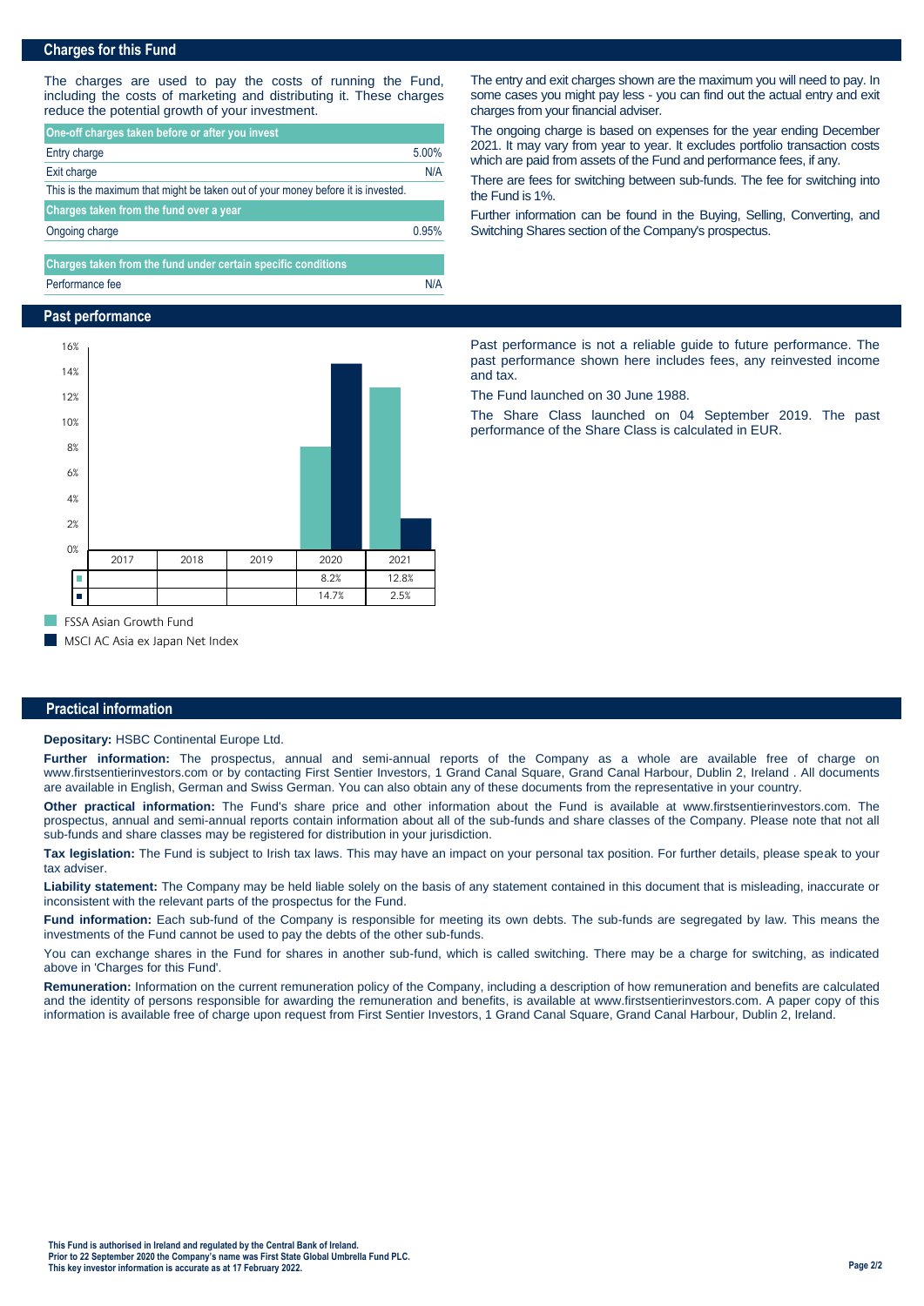## Charges for this Fund

The charges are used to pay the costs of running the Fund, including the costs of marketing and distributing it. These charges reduce the potential growth of your investment.

| One-off charges taken before or after you invest | |
|---|---|
| Entry charge | 5.00% |
| Exit charge | N/A |
| This is the maximum that might be taken out of your money before it is invested. | |
| **Charges taken from the fund over a year** | |
| Ongoing charge | 0.95% |
| **Charges taken from the fund under certain specific conditions** | |
| Performance fee | N/A |

The entry and exit charges shown are the maximum you will need to pay. In some cases you might pay less - you can find out the actual entry and exit charges from your financial adviser.

The ongoing charge is based on expenses for the year ending December 2021. It may vary from year to year. It excludes portfolio transaction costs which are paid from assets of the Fund and performance fees, if any.

There are fees for switching between sub-funds. The fee for switching into the Fund is 1%.

Further information can be found in the Buying, Selling, Converting, and Switching Shares section of the Company's prospectus.

## Past performance

16%
14%
12%
10%
8%
6%
4%
2%
0%

2017 2018 2019 2020 2021

FSSA Asian Growth Fund: 2020 8.2%, 2021 12.8%

MSCI AC Asia ex Japan Net Index: 2020 14.7%, 2021 2.5%

Past performance is not a reliable guide to future performance. The past performance shown here includes fees, any reinvested income and tax.

The Fund launched on 30 June 1988.

The Share Class launched on 04 September 2019. The past performance of the Share Class is calculated in EUR.

## Practical information

**Depositary:** HSBC Continental Europe Ltd.

**Further information:** The prospectus, annual and semi-annual reports of the Company as a whole are available free of charge on www.firstsentierinvestors.com or by contacting First Sentier Investors, 1 Grand Canal Square, Grand Canal Harbour, Dublin 2, Ireland . All documents are available in English, German and Swiss German. You can also obtain any of these documents from the representative in your country.

**Other practical information:** The Fund's share price and other information about the Fund is available at www.firstsentierinvestors.com. The prospectus, annual and semi-annual reports contain information about all of the sub-funds and share classes of the Company. Please note that not all sub-funds and share classes may be registered for distribution in your jurisdiction.

**Tax legislation:** The Fund is subject to Irish tax laws. This may have an impact on your personal tax position. For further details, please speak to your tax adviser.

**Liability statement:** The Company may be held liable solely on the basis of any statement contained in this document that is misleading, inaccurate or inconsistent with the relevant parts of the prospectus for the Fund.

**Fund information:** Each sub-fund of the Company is responsible for meeting its own debts. The sub-funds are segregated by law. This means the investments of the Fund cannot be used to pay the debts of the other sub-funds.

You can exchange shares in the Fund for shares in another sub-fund, which is called switching. There may be a charge for switching, as indicated above in 'Charges for this Fund'.

**Remuneration:** Information on the current remuneration policy of the Company, including a description of how remuneration and benefits are calculated and the identity of persons responsible for awarding the remuneration and benefits, is available at www.firstsentierinvestors.com. A paper copy of this information is available free of charge upon request from First Sentier Investors, 1 Grand Canal Square, Grand Canal Harbour, Dublin 2, Ireland.

**This Fund is authorised in Ireland and regulated by the Central Bank of Ireland.**
**Prior to 22 September 2020 the Company's name was First State Global Umbrella Fund PLC.**
**This key investor information is accurate as at 17 February 2022.**